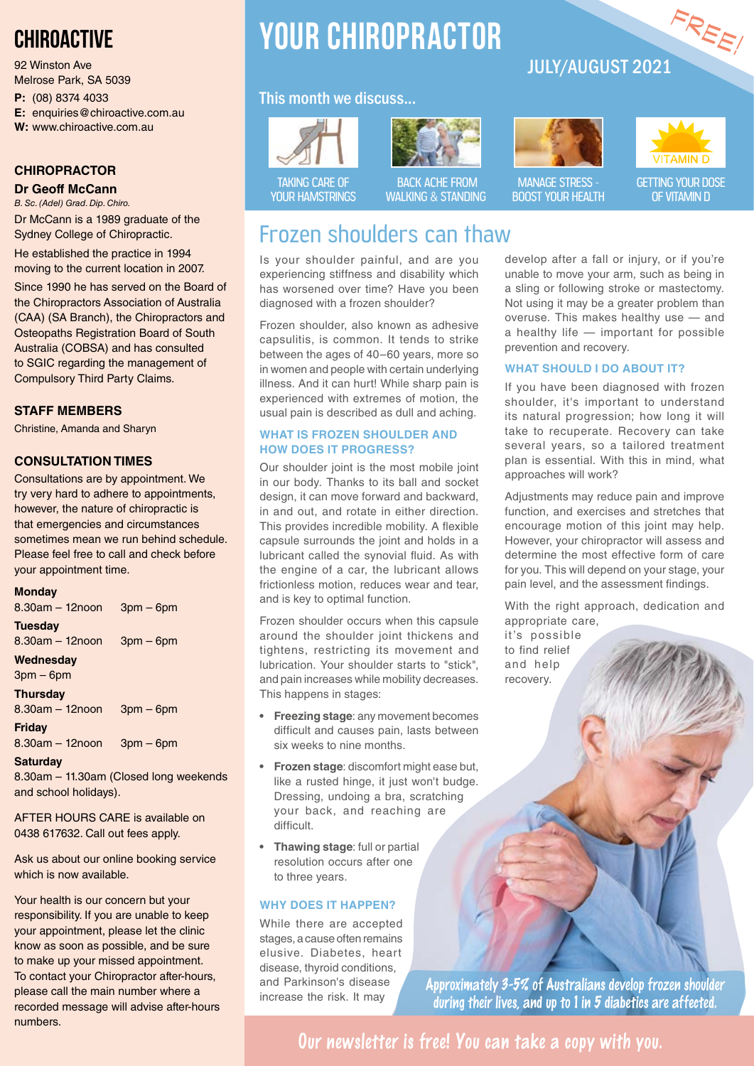# CHIROACTIVE

92 Winston Ave
Melrose Park, SA 5039

**P:** (08) 8374 4033
**E:** enquiries@chiroactive.com.au
**W:** www.chiroactive.com.au

### CHIROPRACTOR

**Dr Geoff McCann**
*B. Sc. (Adel) Grad. Dip. Chiro.*

Dr McCann is a 1989 graduate of the Sydney College of Chiropractic.

He established the practice in 1994 moving to the current location in 2007.

Since 1990 he has served on the Board of the Chiropractors Association of Australia (CAA) (SA Branch), the Chiropractors and Osteopaths Registration Board of South Australia (COBSA) and has consulted to SGIC regarding the management of Compulsory Third Party Claims.

### STAFF MEMBERS

Christine, Amanda and Sharyn

### CONSULTATION TIMES

Consultations are by appointment. We try very hard to adhere to appointments, however, the nature of chiropractic is that emergencies and circumstances sometimes mean we run behind schedule. Please feel free to call and check before your appointment time.

**Monday**
8.30am – 12noon 3pm – 6pm

**Tuesday**
8.30am – 12noon 3pm – 6pm

**Wednesday**
3pm – 6pm

**Thursday**
8.30am – 12noon 3pm – 6pm

**Friday**
8.30am – 12noon 3pm – 6pm

**Saturday**
8.30am – 11.30am (Closed long weekends and school holidays).

AFTER HOURS CARE is available on 0438 617632. Call out fees apply.

Ask us about our online booking service which is now available.

Your health is our concern but your responsibility. If you are unable to keep your appointment, please let the clinic know as soon as possible, and be sure to make up your missed appointment. To contact your Chiropractor after-hours, please call the main number where a recorded message will advise after-hours numbers.

# YOUR CHIROPRACTOR

FREE!

JULY/AUGUST 2021

## This month we discuss...

- TAKING CARE OF YOUR HAMSTRINGS
- BACK ACHE FROM WALKING & STANDING
- MANAGE STRESS - BOOST YOUR HEALTH
- GETTING YOUR DOSE OF VITAMIN D

## Frozen shoulders can thaw

Is your shoulder painful, and are you experiencing stiffness and disability which has worsened over time? Have you been diagnosed with a frozen shoulder?

Frozen shoulder, also known as adhesive capsulitis, is common. It tends to strike between the ages of 40–60 years, more so in women and people with certain underlying illness. And it can hurt! While sharp pain is experienced with extremes of motion, the usual pain is described as dull and aching.

### WHAT IS FROZEN SHOULDER AND HOW DOES IT PROGRESS?

Our shoulder joint is the most mobile joint in our body. Thanks to its ball and socket design, it can move forward and backward, in and out, and rotate in either direction. This provides incredible mobility. A flexible capsule surrounds the joint and holds in a lubricant called the synovial fluid. As with the engine of a car, the lubricant allows frictionless motion, reduces wear and tear, and is key to optimal function.

Frozen shoulder occurs when this capsule around the shoulder joint thickens and tightens, restricting its movement and lubrication. Your shoulder starts to "stick", and pain increases while mobility decreases. This happens in stages:

- **Freezing stage**: any movement becomes difficult and causes pain, lasts between six weeks to nine months.
- **Frozen stage**: discomfort might ease but, like a rusted hinge, it just won't budge. Dressing, undoing a bra, scratching your back, and reaching are difficult.
- **Thawing stage**: full or partial resolution occurs after one to three years.

### WHY DOES IT HAPPEN?

While there are accepted stages, a cause often remains elusive. Diabetes, heart disease, thyroid conditions, and Parkinson's disease increase the risk. It may develop after a fall or injury, or if you're unable to move your arm, such as being in a sling or following stroke or mastectomy. Not using it may be a greater problem than overuse. This makes healthy use — and a healthy life — important for possible prevention and recovery.

### WHAT SHOULD I DO ABOUT IT?

If you have been diagnosed with frozen shoulder, it's important to understand its natural progression; how long it will take to recuperate. Recovery can take several years, so a tailored treatment plan is essential. With this in mind, what approaches will work?

Adjustments may reduce pain and improve function, and exercises and stretches that encourage motion of this joint may help. However, your chiropractor will assess and determine the most effective form of care for you. This will depend on your stage, your pain level, and the assessment findings.

With the right approach, dedication and appropriate care, it's possible to find relief and help recovery.

Approximately 3-5% of Australians develop frozen shoulder during their lives, and up to 1 in 5 diabetics are affected.

Our newsletter is free! You can take a copy with you.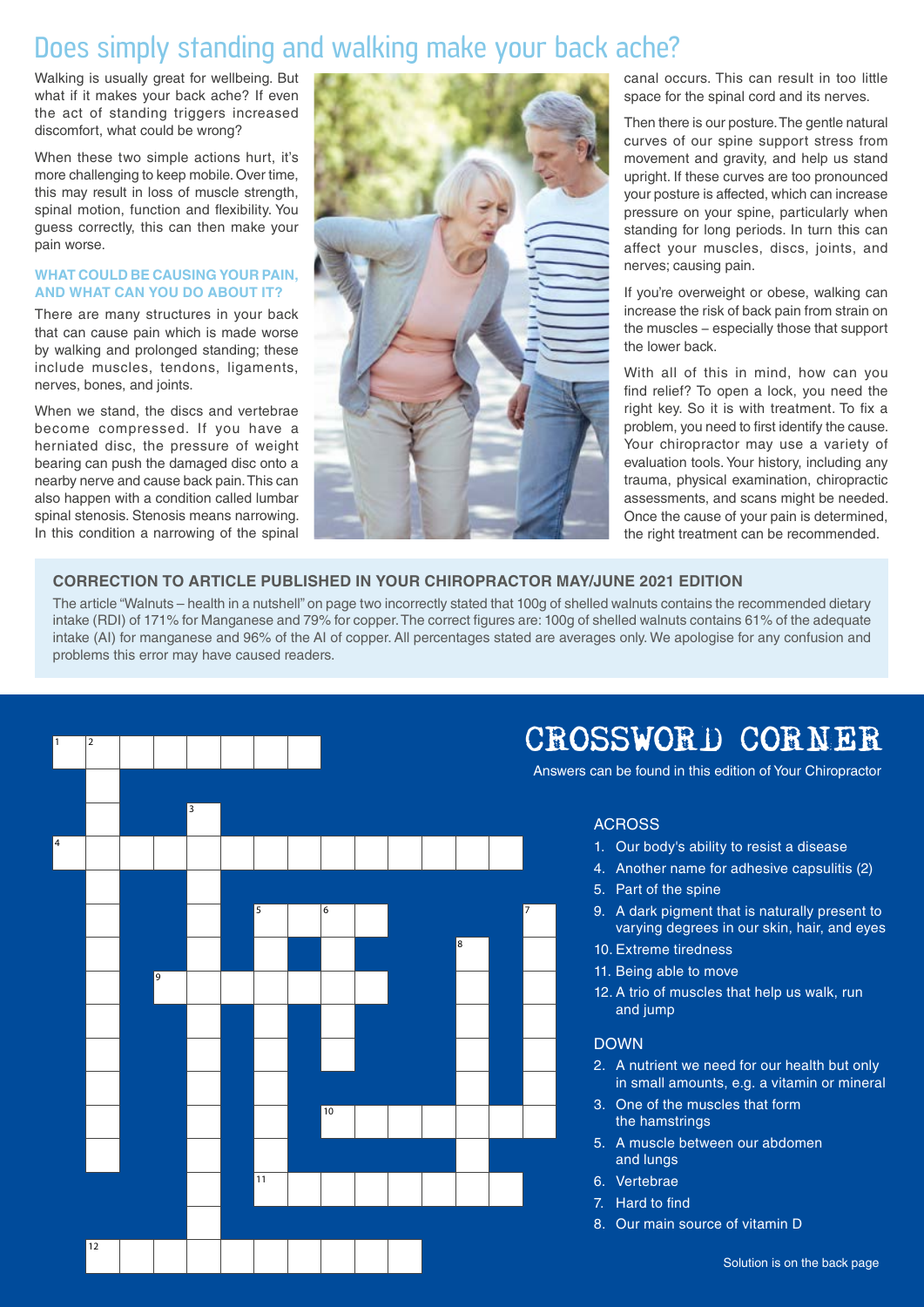# Does simply standing and walking make your back ache?

Walking is usually great for wellbeing. But what if it makes your back ache? If even the act of standing triggers increased discomfort, what could be wrong?

When these two simple actions hurt, it's more challenging to keep mobile. Over time, this may result in loss of muscle strength, spinal motion, function and flexibility. You guess correctly, this can then make your pain worse.

### WHAT COULD BE CAUSING YOUR PAIN, AND WHAT CAN YOU DO ABOUT IT?

There are many structures in your back that can cause pain which is made worse by walking and prolonged standing; these include muscles, tendons, ligaments, nerves, bones, and joints.

When we stand, the discs and vertebrae become compressed. If you have a herniated disc, the pressure of weight bearing can push the damaged disc onto a nearby nerve and cause back pain. This can also happen with a condition called lumbar spinal stenosis. Stenosis means narrowing. In this condition a narrowing of the spinal canal occurs. This can result in too little space for the spinal cord and its nerves.

Then there is our posture. The gentle natural curves of our spine support stress from movement and gravity, and help us stand upright. If these curves are too pronounced your posture is affected, which can increase pressure on your spine, particularly when standing for long periods. In turn this can affect your muscles, discs, joints, and nerves; causing pain.

If you're overweight or obese, walking can increase the risk of back pain from strain on the muscles – especially those that support the lower back.

With all of this in mind, how can you find relief? To open a lock, you need the right key. So it is with treatment. To fix a problem, you need to first identify the cause. Your chiropractor may use a variety of evaluation tools. Your history, including any trauma, physical examination, chiropractic assessments, and scans might be needed. Once the cause of your pain is determined, the right treatment can be recommended.

### CORRECTION TO ARTICLE PUBLISHED IN YOUR CHIROPRACTOR MAY/JUNE 2021 EDITION

The article "Walnuts – health in a nutshell" on page two incorrectly stated that 100g of shelled walnuts contains the recommended dietary intake (RDI) of 171% for Manganese and 79% for copper. The correct figures are: 100g of shelled walnuts contains 61% of the adequate intake (AI) for manganese and 96% of the AI of copper. All percentages stated are averages only. We apologise for any confusion and problems this error may have caused readers.

## CROSSWORD CORNER

Answers can be found in this edition of Your Chiropractor

### ACROSS

1. Our body's ability to resist a disease
4. Another name for adhesive capsulitis (2)
5. Part of the spine
9. A dark pigment that is naturally present to varying degrees in our skin, hair, and eyes
10. Extreme tiredness
11. Being able to move
12. A trio of muscles that help us walk, run and jump

### DOWN

2. A nutrient we need for our health but only in small amounts, e.g. a vitamin or mineral
3. One of the muscles that form the hamstrings
5. A muscle between our abdomen and lungs
6. Vertebrae
7. Hard to find
8. Our main source of vitamin D

Solution is on the back page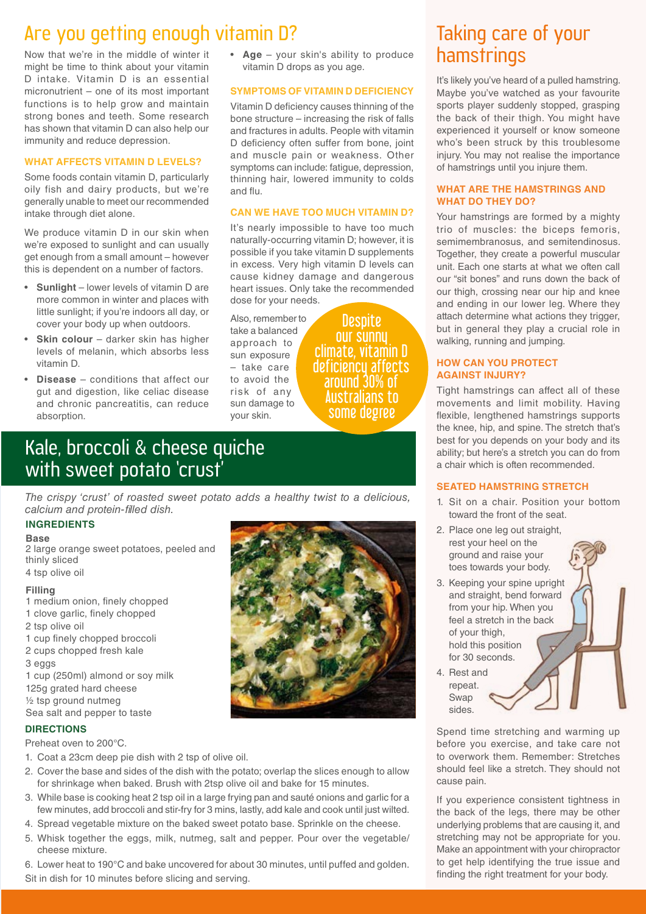# Are you getting enough vitamin D?

Now that we're in the middle of winter it might be time to think about your vitamin D intake. Vitamin D is an essential micronutrient – one of its most important functions is to help grow and maintain strong bones and teeth. Some research has shown that vitamin D can also help our immunity and reduce depression.

### WHAT AFFECTS VITAMIN D LEVELS?

Some foods contain vitamin D, particularly oily fish and dairy products, but we're generally unable to meet our recommended intake through diet alone.

We produce vitamin D in our skin when we're exposed to sunlight and can usually get enough from a small amount – however this is dependent on a number of factors.

- **Sunlight** – lower levels of vitamin D are more common in winter and places with little sunlight; if you're indoors all day, or cover your body up when outdoors.
- **Skin colour** – darker skin has higher levels of melanin, which absorbs less vitamin D.
- **Disease** – conditions that affect our gut and digestion, like celiac disease and chronic pancreatitis, can reduce absorption.
- **Age** – your skin's ability to produce vitamin D drops as you age.

### SYMPTOMS OF VITAMIN D DEFICIENCY

Vitamin D deficiency causes thinning of the bone structure – increasing the risk of falls and fractures in adults. People with vitamin D deficiency often suffer from bone, joint and muscle pain or weakness. Other symptoms can include: fatigue, depression, thinning hair, lowered immunity to colds and flu.

### CAN WE HAVE TOO MUCH VITAMIN D?

It's nearly impossible to have too much naturally-occurring vitamin D; however, it is possible if you take vitamin D supplements in excess. Very high vitamin D levels can cause kidney damage and dangerous heart issues. Only take the recommended dose for your needs.

Also, remember to take a balanced approach to sun exposure – take care to avoid the risk of any sun damage to your skin.

**Despite our sunny climate, vitamin D deficiency affects around 30% of Australians to some degree**

# Kale, broccoli & cheese quiche with sweet potato 'crust'

*The crispy 'crust' of roasted sweet potato adds a healthy twist to a delicious, calcium and protein-filled dish.*

### INGREDIENTS

**Base**

2 large orange sweet potatoes, peeled and thinly sliced
4 tsp olive oil

**Filling**

1 medium onion, finely chopped
1 clove garlic, finely chopped
2 tsp olive oil
1 cup finely chopped broccoli
2 cups chopped fresh kale
3 eggs
1 cup (250ml) almond or soy milk
125g grated hard cheese
½ tsp ground nutmeg
Sea salt and pepper to taste

### DIRECTIONS

Preheat oven to 200°C.

1. Coat a 23cm deep pie dish with 2 tsp of olive oil.
2. Cover the base and sides of the dish with the potato; overlap the slices enough to allow for shrinkage when baked. Brush with 2tsp olive oil and bake for 15 minutes.
3. While base is cooking heat 2 tsp oil in a large frying pan and sauté onions and garlic for a few minutes, add broccoli and stir-fry for 3 mins, lastly, add kale and cook until just wilted.
4. Spread vegetable mixture on the baked sweet potato base. Sprinkle on the cheese.
5. Whisk together the eggs, milk, nutmeg, salt and pepper. Pour over the vegetable/cheese mixture.
6. Lower heat to 190°C and bake uncovered for about 30 minutes, until puffed and golden.

Sit in dish for 10 minutes before slicing and serving.

# Taking care of your hamstrings

It's likely you've heard of a pulled hamstring. Maybe you've watched as your favourite sports player suddenly stopped, grasping the back of their thigh. You might have experienced it yourself or know someone who's been struck by this troublesome injury. You may not realise the importance of hamstrings until you injure them.

### WHAT ARE THE HAMSTRINGS AND WHAT DO THEY DO?

Your hamstrings are formed by a mighty trio of muscles: the biceps femoris, semimembranosus, and semitendinosus. Together, they create a powerful muscular unit. Each one starts at what we often call our "sit bones" and runs down the back of our thigh, crossing near our hip and knee and ending in our lower leg. Where they attach determine what actions they trigger, but in general they play a crucial role in walking, running and jumping.

### HOW CAN YOU PROTECT AGAINST INJURY?

Tight hamstrings can affect all of these movements and limit mobility. Having flexible, lengthened hamstrings supports the knee, hip, and spine. The stretch that's best for you depends on your body and its ability; but here's a stretch you can do from a chair which is often recommended.

### SEATED HAMSTRING STRETCH

1. Sit on a chair. Position your bottom toward the front of the seat.
2. Place one leg out straight, rest your heel on the ground and raise your toes towards your body.
3. Keeping your spine upright and straight, bend forward from your hip. When you feel a stretch in the back of your thigh, hold this position for 30 seconds.
4. Rest and repeat. Swap sides.

Spend time stretching and warming up before you exercise, and take care not to overwork them. Remember: Stretches should feel like a stretch. They should not cause pain.

If you experience consistent tightness in the back of the legs, there may be other underlying problems that are causing it, and stretching may not be appropriate for you. Make an appointment with your chiropractor to get help identifying the true issue and finding the right treatment for your body.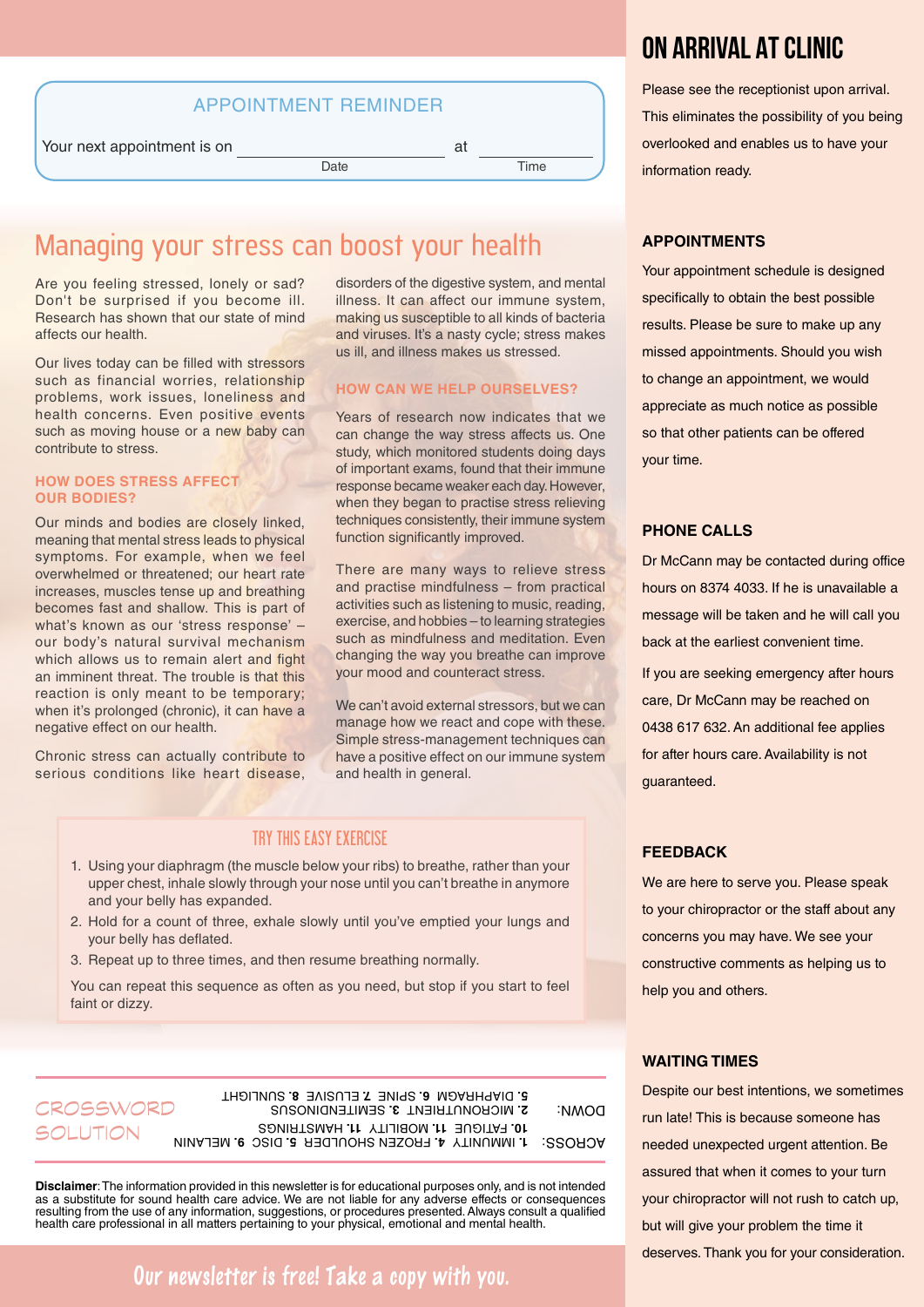## APPOINTMENT REMINDER

Your next appointment is on ____________________ at ____________

Date Time

# Managing your stress can boost your health

Are you feeling stressed, lonely or sad? Don't be surprised if you become ill. Research has shown that our state of mind affects our health.

Our lives today can be filled with stressors such as financial worries, relationship problems, work issues, loneliness and health concerns. Even positive events such as moving house or a new baby can contribute to stress.

### HOW DOES STRESS AFFECT OUR BODIES?

Our minds and bodies are closely linked, meaning that mental stress leads to physical symptoms. For example, when we feel overwhelmed or threatened; our heart rate increases, muscles tense up and breathing becomes fast and shallow. This is part of what's known as our 'stress response' – our body's natural survival mechanism which allows us to remain alert and fight an imminent threat. The trouble is that this reaction is only meant to be temporary; when it's prolonged (chronic), it can have a negative effect on our health.

Chronic stress can actually contribute to serious conditions like heart disease, disorders of the digestive system, and mental illness. It can affect our immune system, making us susceptible to all kinds of bacteria and viruses. It's a nasty cycle; stress makes us ill, and illness makes us stressed.

### HOW CAN WE HELP OURSELVES?

Years of research now indicates that we can change the way stress affects us. One study, which monitored students doing days of important exams, found that their immune response became weaker each day. However, when they began to practise stress relieving techniques consistently, their immune system function significantly improved.

There are many ways to relieve stress and practise mindfulness – from practical activities such as listening to music, reading, exercise, and hobbies – to learning strategies such as mindfulness and meditation. Even changing the way you breathe can improve your mood and counteract stress.

We can't avoid external stressors, but we can manage how we react and cope with these. Simple stress-management techniques can have a positive effect on our immune system and health in general.

### TRY THIS EASY EXERCISE

1. Using your diaphragm (the muscle below your ribs) to breathe, rather than your upper chest, inhale slowly through your nose until you can't breathe in anymore and your belly has expanded.
2. Hold for a count of three, exhale slowly until you've emptied your lungs and your belly has deflated.
3. Repeat up to three times, and then resume breathing normally.

You can repeat this sequence as often as you need, but stop if you start to feel faint or dizzy.

## CROSSWORD SOLUTION

ACROSS: 1. IMMUNITY 4. FROZEN SHOULDER 5. DISC 9. MELANIN 10. FATIGUE 11. MOBILITY 11. HAMSTRINGS

DOWN: 2. MICRONUTRIENT 3. SEMITENDINOSUS 5. DIAPHRAGM 6. SPINE 7. ELUSIVE 8. SUNLIGHT

**Disclaimer**: The information provided in this newsletter is for educational purposes only, and is not intended as a substitute for sound health care advice. We are not liable for any adverse effects or consequences resulting from the use of any information, suggestions, or procedures presented. Always consult a qualified health care professional in all matters pertaining to your physical, emotional and mental health.

*Our newsletter is free! Take a copy with you.*

# ON ARRIVAL AT CLINIC

Please see the receptionist upon arrival. This eliminates the possibility of you being overlooked and enables us to have your information ready.

### APPOINTMENTS

Your appointment schedule is designed specifically to obtain the best possible results. Please be sure to make up any missed appointments. Should you wish to change an appointment, we would appreciate as much notice as possible so that other patients can be offered your time.

### PHONE CALLS

Dr McCann may be contacted during office hours on 8374 4033. If he is unavailable a message will be taken and he will call you back at the earliest convenient time.

If you are seeking emergency after hours care, Dr McCann may be reached on 0438 617 632. An additional fee applies for after hours care. Availability is not guaranteed.

### FEEDBACK

We are here to serve you. Please speak to your chiropractor or the staff about any concerns you may have. We see your constructive comments as helping us to help you and others.

### WAITING TIMES

Despite our best intentions, we sometimes run late! This is because someone has needed unexpected urgent attention. Be assured that when it comes to your turn your chiropractor will not rush to catch up, but will give your problem the time it deserves. Thank you for your consideration.